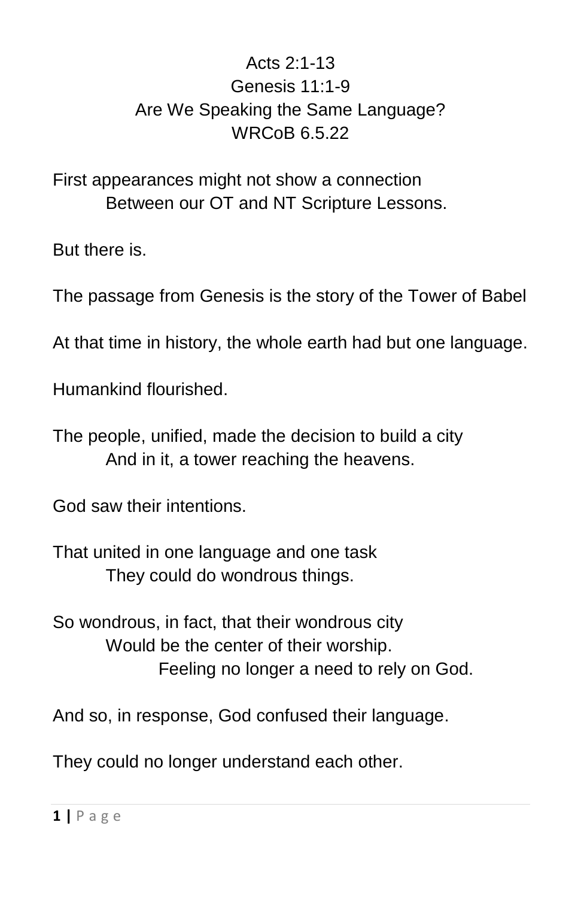Acts 2:1-13
Genesis 11:1-9
Are We Speaking the Same Language?
WRCoB 6.5.22

First appearances might not show a connection
Between our OT and NT Scripture Lessons.

But there is.

The passage from Genesis is the story of the Tower of Babel

At that time in history, the whole earth had but one language.

Humankind flourished.

The people, unified, made the decision to build a city
And in it, a tower reaching the heavens.

God saw their intentions.

That united in one language and one task
They could do wondrous things.

So wondrous, in fact, that their wondrous city
Would be the center of their worship.
Feeling no longer a need to rely on God.

And so, in response, God confused their language.

They could no longer understand each other.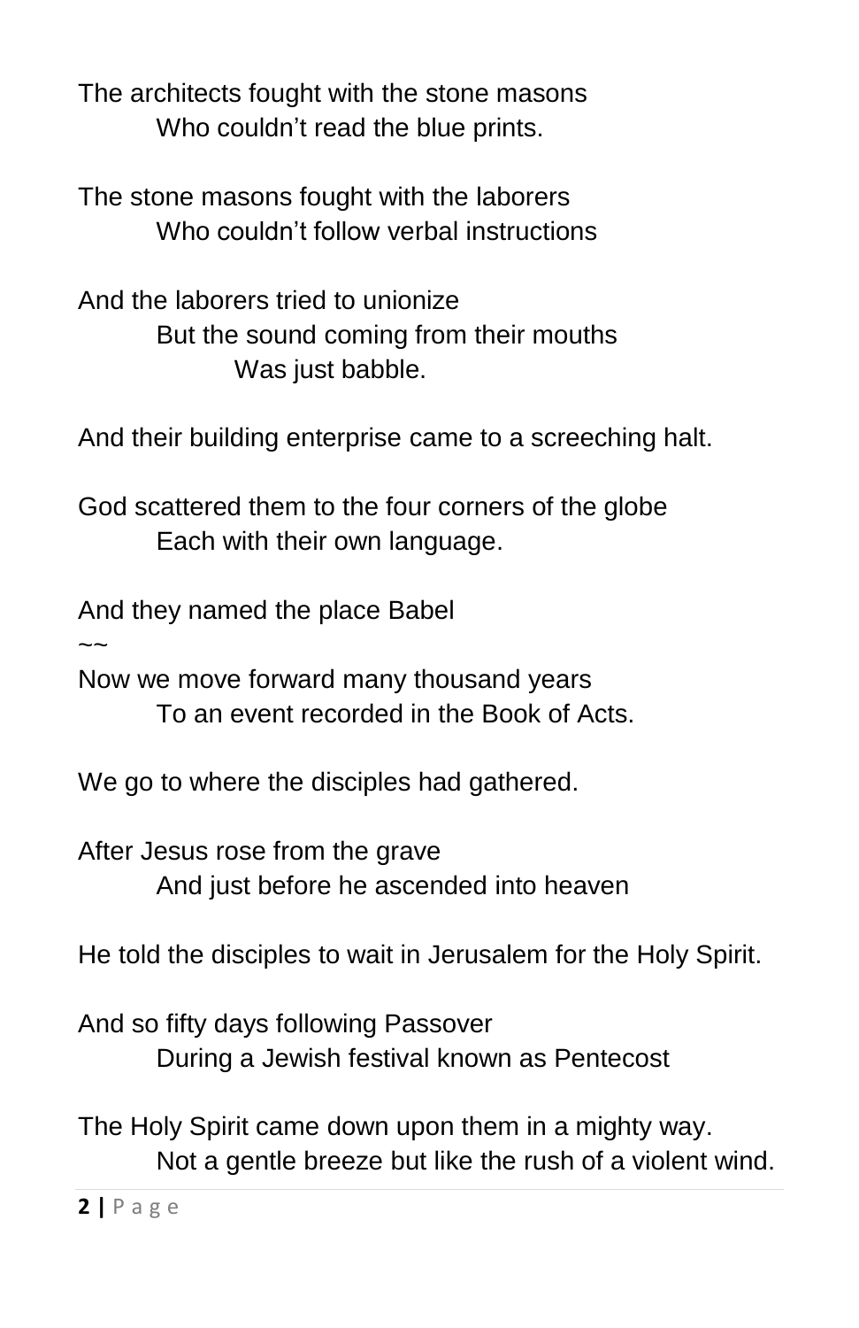The architects fought with the stone masons
Who couldn't read the blue prints.

The stone masons fought with the laborers
Who couldn't follow verbal instructions

And the laborers tried to unionize
But the sound coming from their mouths
Was just babble.

And their building enterprise came to a screeching halt.

God scattered them to the four corners of the globe
Each with their own language.

And they named the place Babel
~~
Now we move forward many thousand years
To an event recorded in the Book of Acts.

We go to where the disciples had gathered.

After Jesus rose from the grave
And just before he ascended into heaven

He told the disciples to wait in Jerusalem for the Holy Spirit.

And so fifty days following Passover
During a Jewish festival known as Pentecost

The Holy Spirit came down upon them in a mighty way.
Not a gentle breeze but like the rush of a violent wind.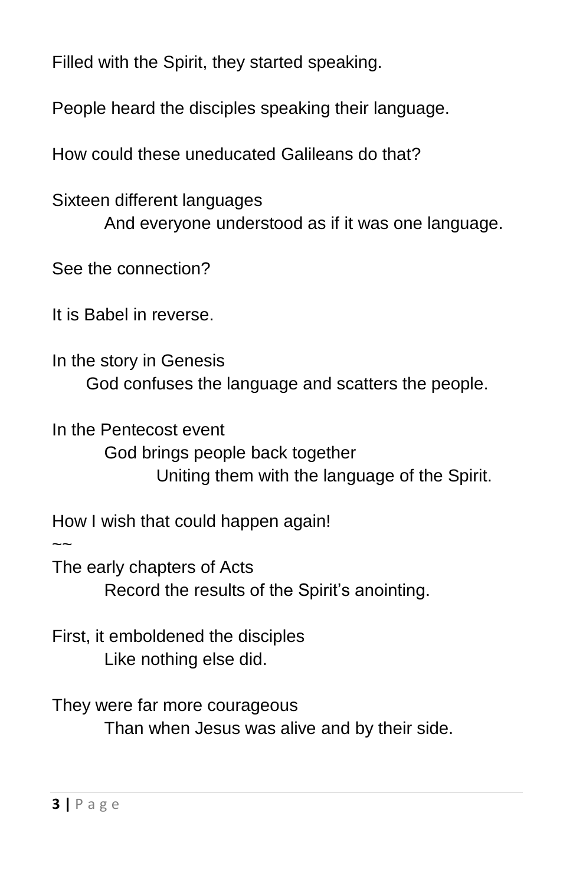Filled with the Spirit, they started speaking.

People heard the disciples speaking their language.

How could these uneducated Galileans do that?

Sixteen different languages
And everyone understood as if it was one language.

See the connection?

It is Babel in reverse.

In the story in Genesis
God confuses the language and scatters the people.

In the Pentecost event
God brings people back together
Uniting them with the language of the Spirit.

How I wish that could happen again!

~~

The early chapters of Acts
Record the results of the Spirit's anointing.

First, it emboldened the disciples
Like nothing else did.

They were far more courageous
Than when Jesus was alive and by their side.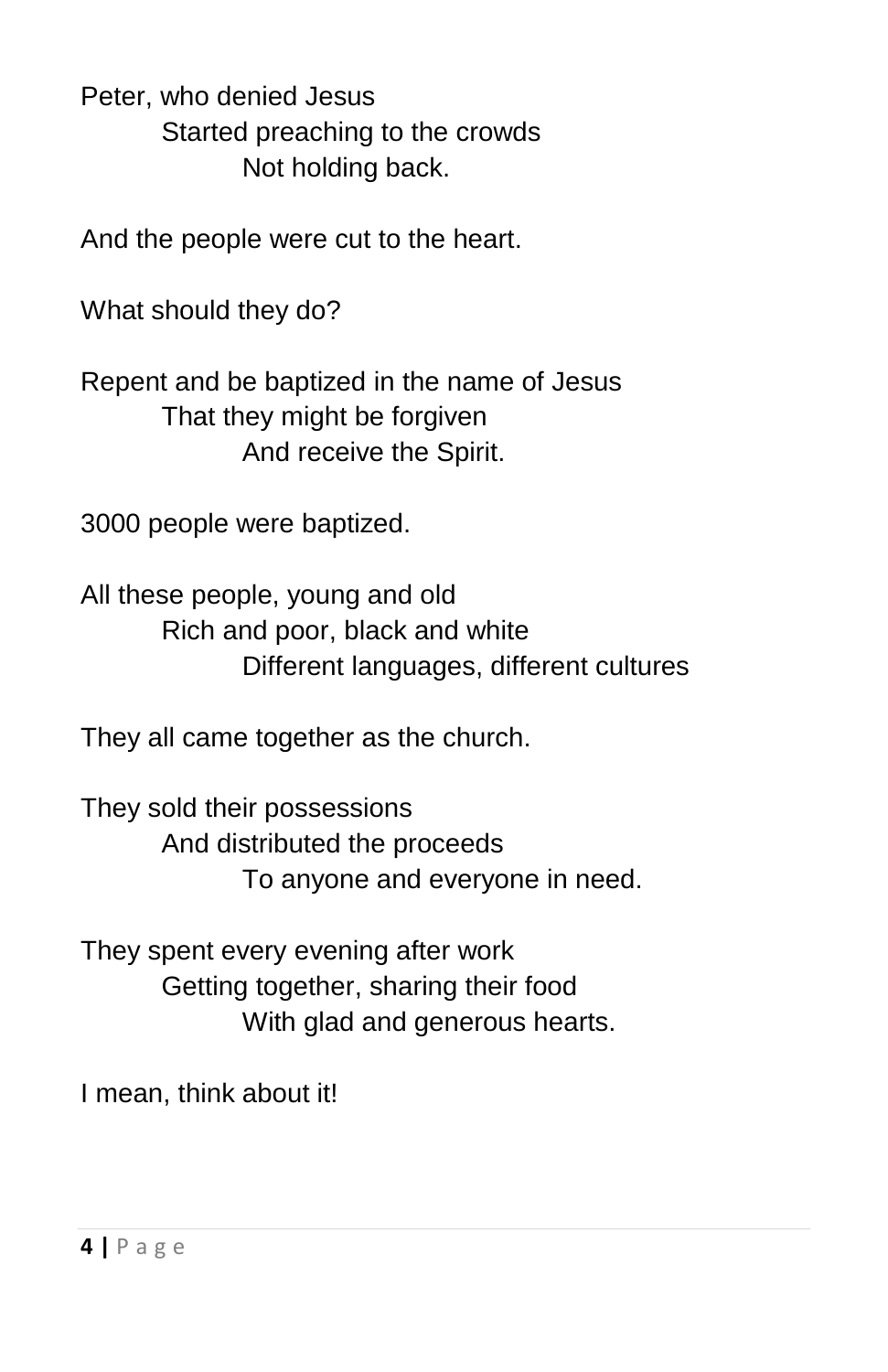Peter, who denied Jesus
Started preaching to the crowds
Not holding back.

And the people were cut to the heart.

What should they do?

Repent and be baptized in the name of Jesus
That they might be forgiven
And receive the Spirit.

3000 people were baptized.

All these people, young and old
Rich and poor, black and white
Different languages, different cultures

They all came together as the church.

They sold their possessions
And distributed the proceeds
To anyone and everyone in need.

They spent every evening after work
Getting together, sharing their food
With glad and generous hearts.

I mean, think about it!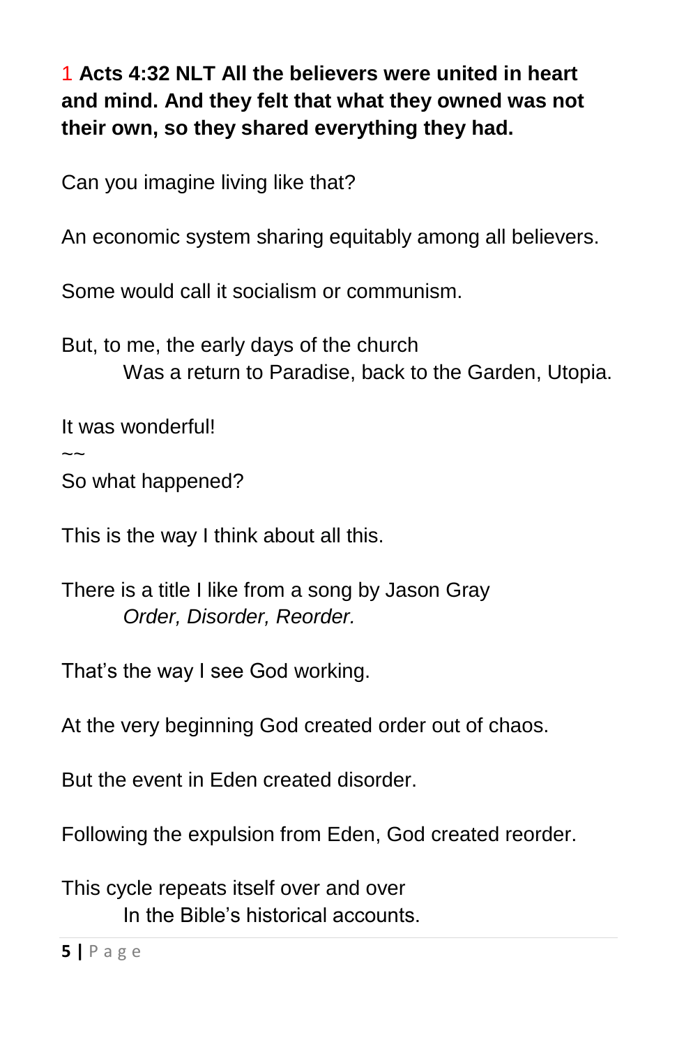1 **Acts 4:32 NLT All the believers were united in heart and mind. And they felt that what they owned was not their own, so they shared everything they had.**

Can you imagine living like that?

An economic system sharing equitably among all believers.

Some would call it socialism or communism.

But, to me, the early days of the church
Was a return to Paradise, back to the Garden, Utopia.

It was wonderful!

~~

So what happened?

This is the way I think about all this.

There is a title I like from a song by Jason Gray
*Order, Disorder, Reorder.*

That's the way I see God working.

At the very beginning God created order out of chaos.

But the event in Eden created disorder.

Following the expulsion from Eden, God created reorder.

This cycle repeats itself over and over
In the Bible's historical accounts.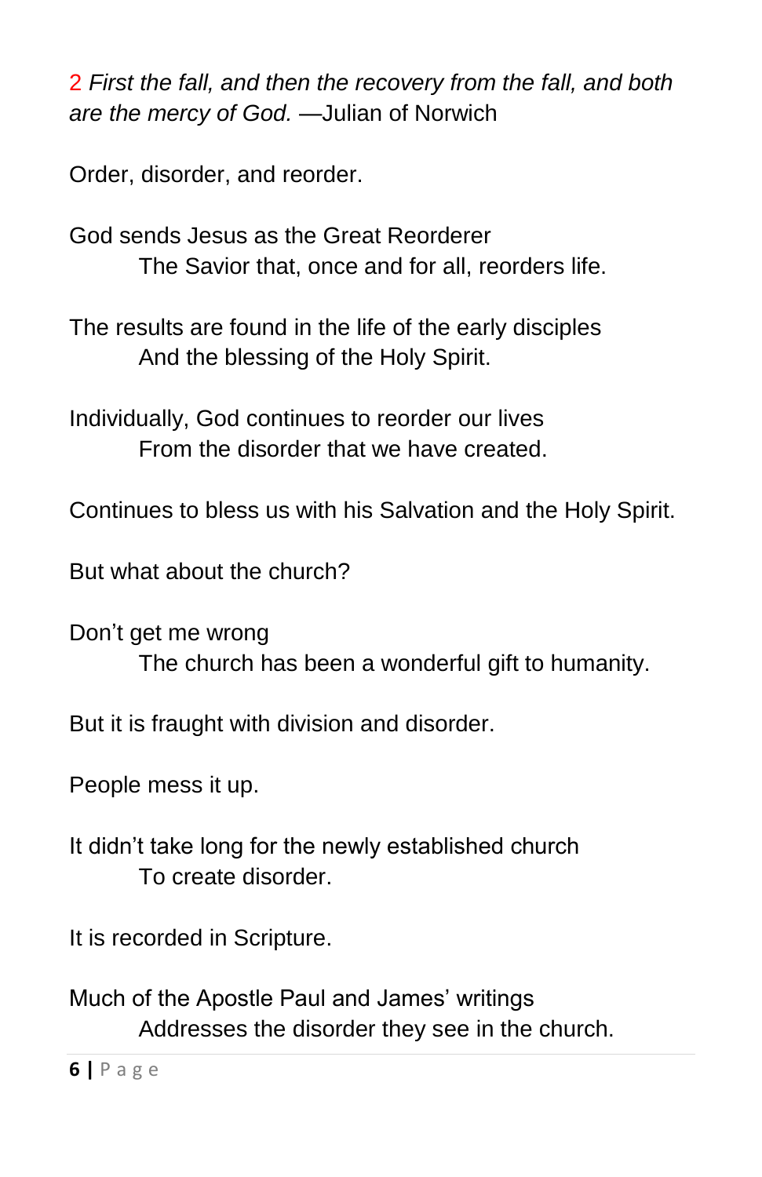2 *First the fall, and then the recovery from the fall, and both are the mercy of God.* —Julian of Norwich

Order, disorder, and reorder.

God sends Jesus as the Great Reorderer
    The Savior that, once and for all, reorders life.

The results are found in the life of the early disciples
    And the blessing of the Holy Spirit.

Individually, God continues to reorder our lives
    From the disorder that we have created.

Continues to bless us with his Salvation and the Holy Spirit.

But what about the church?

Don't get me wrong
    The church has been a wonderful gift to humanity.

But it is fraught with division and disorder.

People mess it up.

It didn't take long for the newly established church
    To create disorder.

It is recorded in Scripture.

Much of the Apostle Paul and James' writings
    Addresses the disorder they see in the church.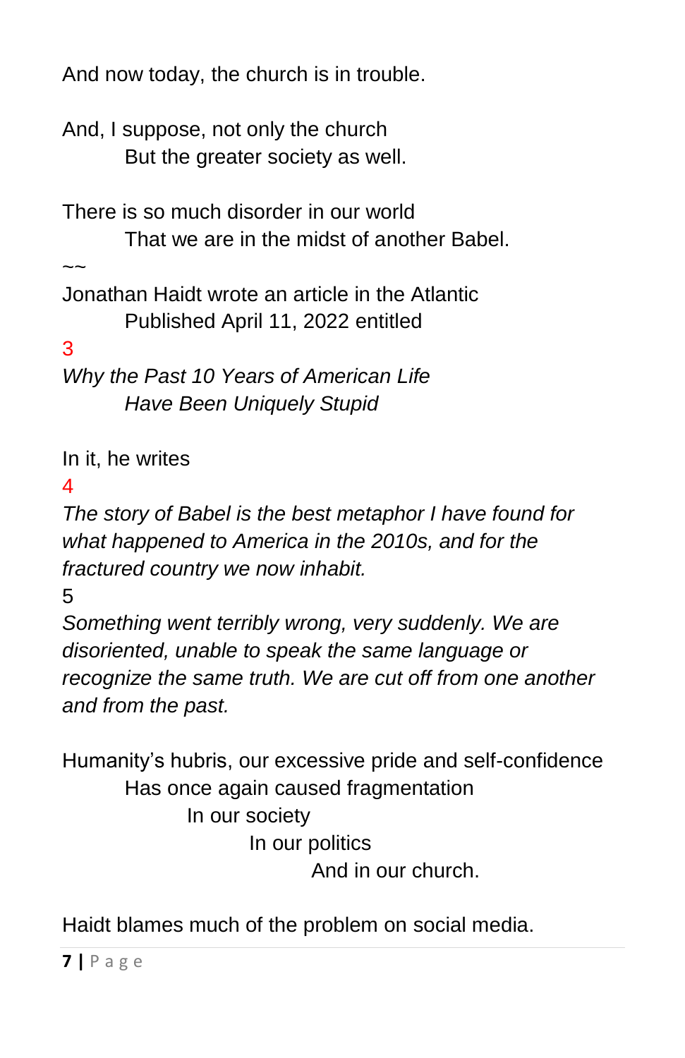And now today, the church is in trouble.

And, I suppose, not only the church
 But the greater society as well.

There is so much disorder in our world
 That we are in the midst of another Babel.

~~

Jonathan Haidt wrote an article in the Atlantic
 Published April 11, 2022 entitled

3

*Why the Past 10 Years of American Life*
 *Have Been Uniquely Stupid*

In it, he writes

4

*The story of Babel is the best metaphor I have found for what happened to America in the 2010s, and for the fractured country we now inhabit.*

5

*Something went terribly wrong, very suddenly. We are disoriented, unable to speak the same language or recognize the same truth. We are cut off from one another and from the past.*

Humanity's hubris, our excessive pride and self-confidence
 Has once again caused fragmentation
 In our society
 In our politics
 And in our church.

Haidt blames much of the problem on social media.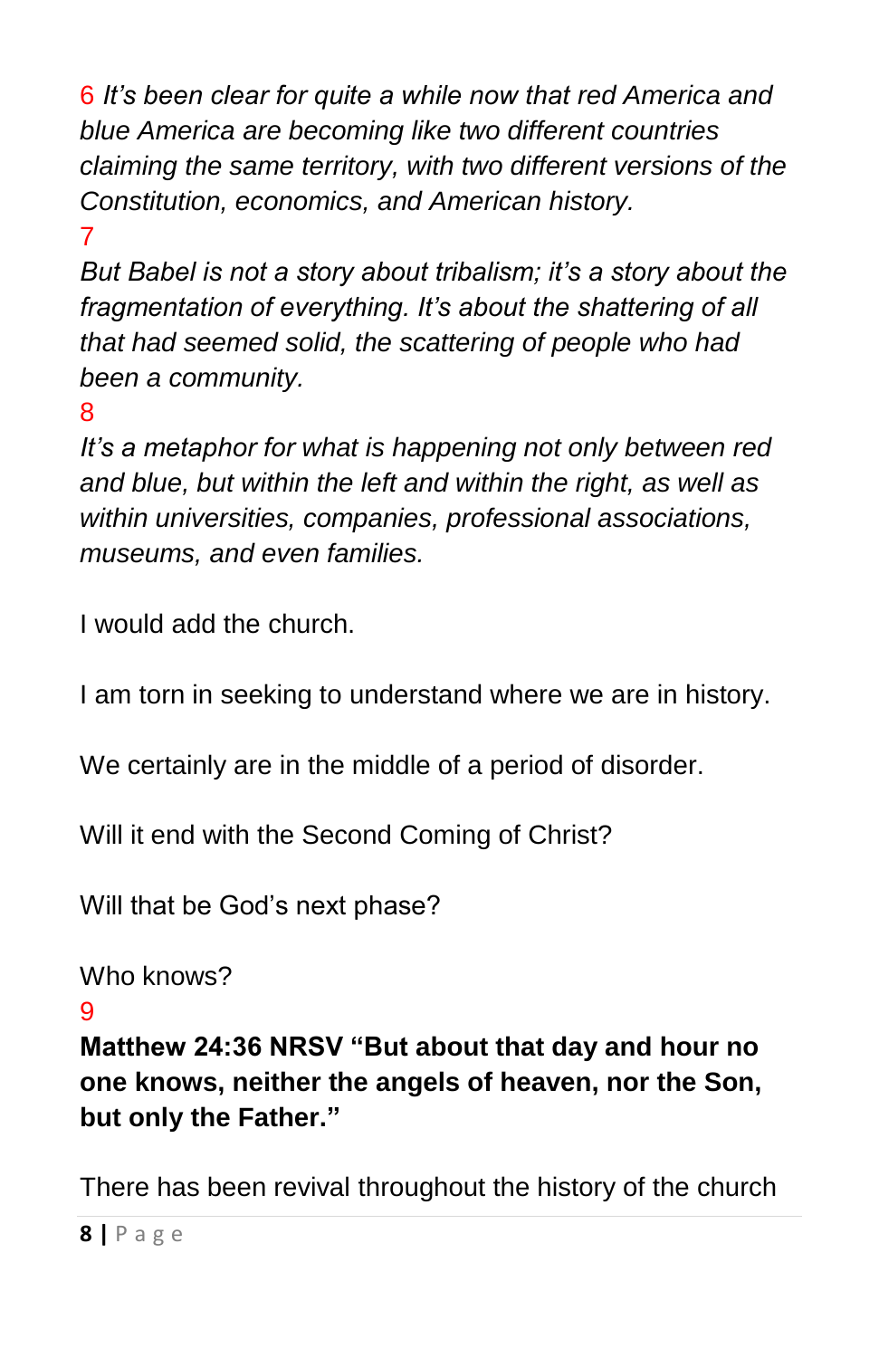6 *It's been clear for quite a while now that red America and blue America are becoming like two different countries claiming the same territory, with two different versions of the Constitution, economics, and American history.*

7

*But Babel is not a story about tribalism; it's a story about the fragmentation of everything. It's about the shattering of all that had seemed solid, the scattering of people who had been a community.*

8

*It's a metaphor for what is happening not only between red and blue, but within the left and within the right, as well as within universities, companies, professional associations, museums, and even families.*

I would add the church.

I am torn in seeking to understand where we are in history.

We certainly are in the middle of a period of disorder.

Will it end with the Second Coming of Christ?

Will that be God's next phase?

Who knows?

9

**Matthew 24:36 NRSV "But about that day and hour no one knows, neither the angels of heaven, nor the Son, but only the Father."**

There has been revival throughout the history of the church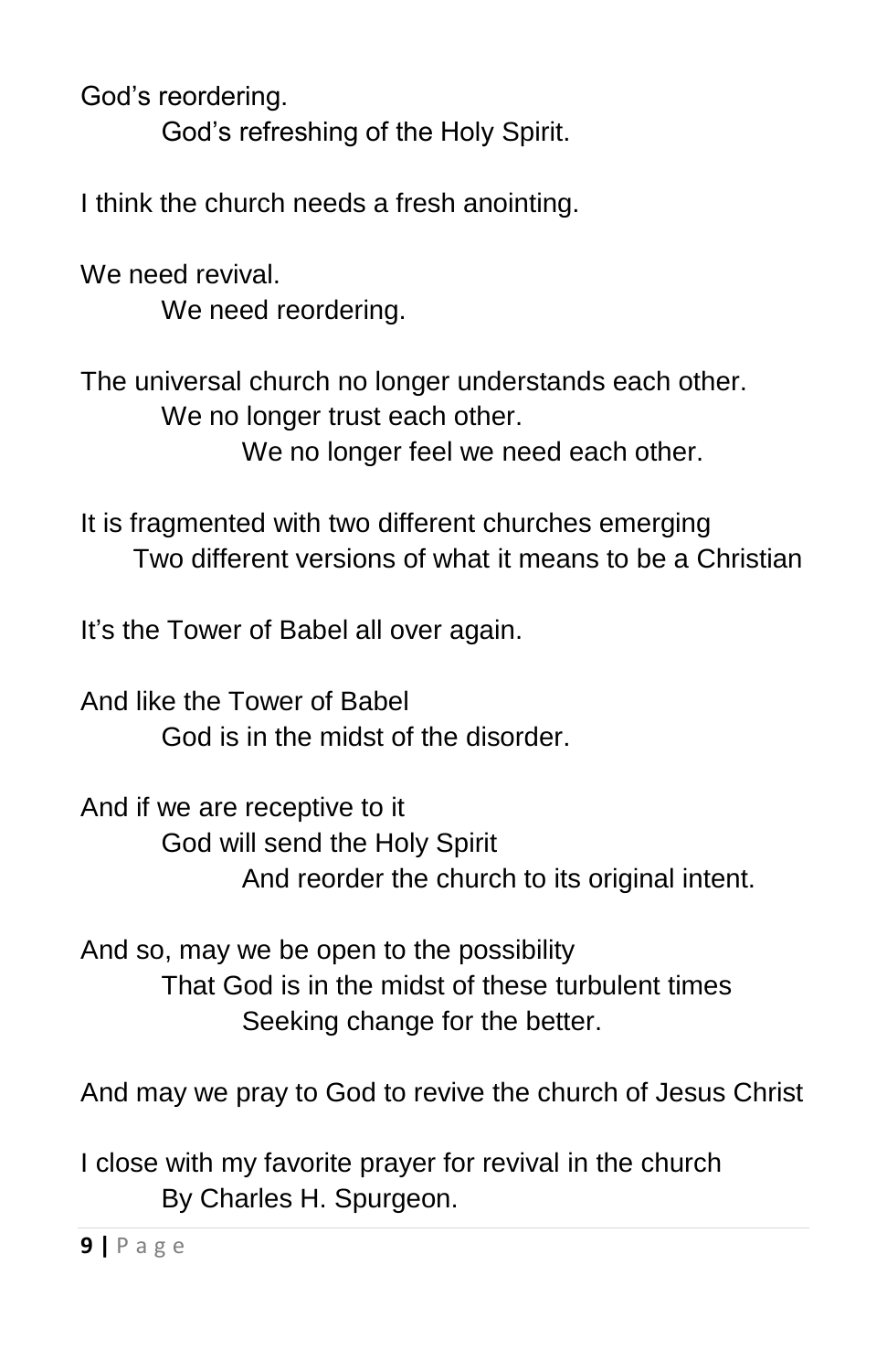God's reordering.
God's refreshing of the Holy Spirit.

I think the church needs a fresh anointing.

We need revival.
We need reordering.

The universal church no longer understands each other.
We no longer trust each other.
We no longer feel we need each other.

It is fragmented with two different churches emerging
Two different versions of what it means to be a Christian

It's the Tower of Babel all over again.

And like the Tower of Babel
God is in the midst of the disorder.

And if we are receptive to it
God will send the Holy Spirit
And reorder the church to its original intent.

And so, may we be open to the possibility
That God is in the midst of these turbulent times
Seeking change for the better.

And may we pray to God to revive the church of Jesus Christ

I close with my favorite prayer for revival in the church
By Charles H. Spurgeon.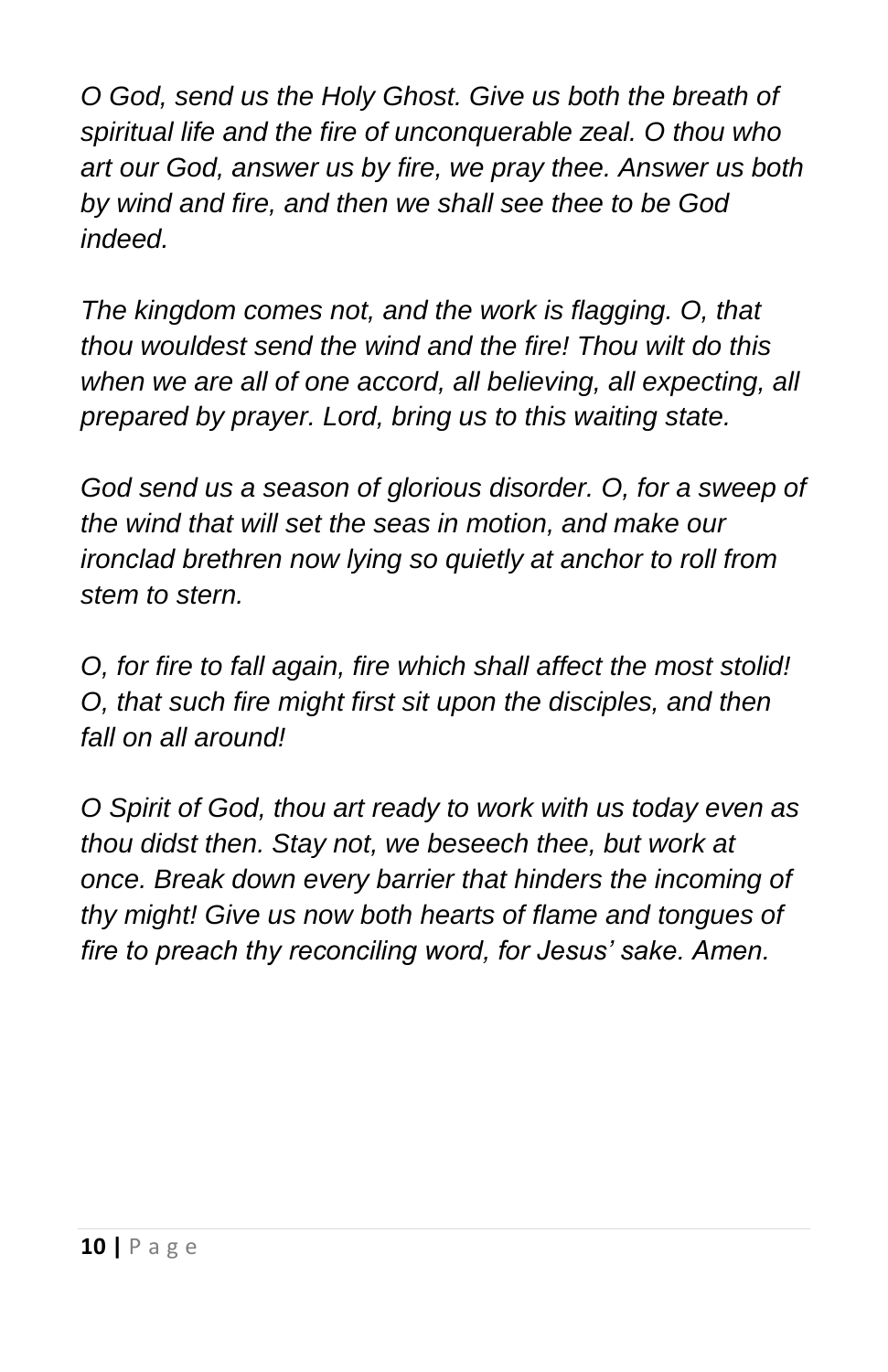*O God, send us the Holy Ghost. Give us both the breath of spiritual life and the fire of unconquerable zeal. O thou who art our God, answer us by fire, we pray thee. Answer us both by wind and fire, and then we shall see thee to be God indeed.*

*The kingdom comes not, and the work is flagging. O, that thou wouldest send the wind and the fire! Thou wilt do this when we are all of one accord, all believing, all expecting, all prepared by prayer. Lord, bring us to this waiting state.*

*God send us a season of glorious disorder. O, for a sweep of the wind that will set the seas in motion, and make our ironclad brethren now lying so quietly at anchor to roll from stem to stern.*

*O, for fire to fall again, fire which shall affect the most stolid! O, that such fire might first sit upon the disciples, and then fall on all around!*

*O Spirit of God, thou art ready to work with us today even as thou didst then. Stay not, we beseech thee, but work at once. Break down every barrier that hinders the incoming of thy might! Give us now both hearts of flame and tongues of fire to preach thy reconciling word, for Jesus' sake. Amen.*